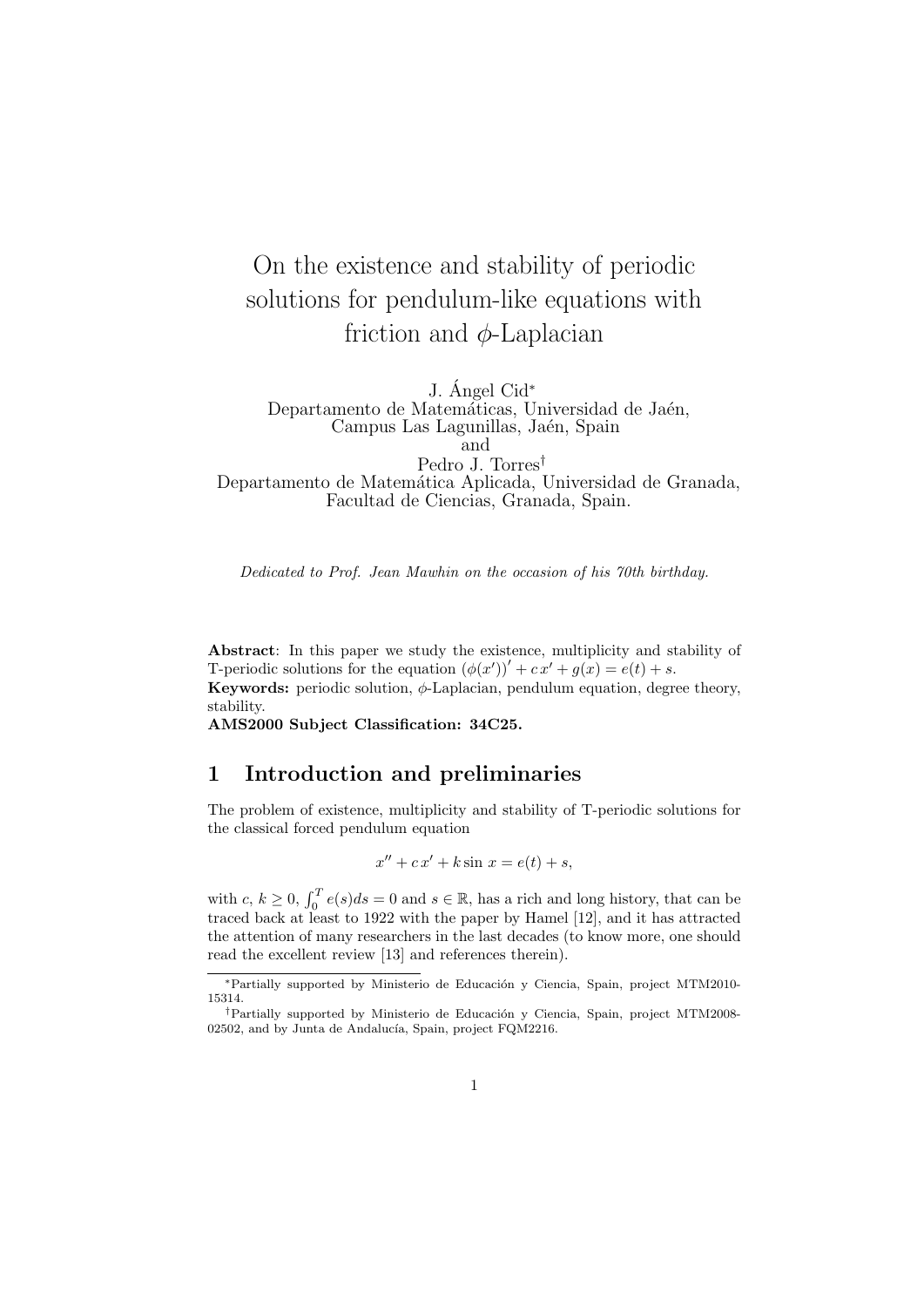# On the existence and stability of periodic solutions for pendulum-like equations with friction and $\phi$-Laplacian

J. Ángel Cid*
Departamento de Matemáticas, Universidad de Jaén,
Campus Las Lagunillas, Jaén, Spain
and
Pedro J. Torres†
Departamento de Matemática Aplicada, Universidad de Granada,
Facultad de Ciencias, Granada, Spain.

*Dedicated to Prof. Jean Mawhin on the occasion of his 70th birthday.*

**Abstract**: In this paper we study the existence, multiplicity and stability of T-periodic solutions for the equation $(\phi(x'))' + c\,x' + g(x) = e(t) + s$.

**Keywords:** periodic solution, $\phi$-Laplacian, pendulum equation, degree theory, stability.

**AMS2000 Subject Classification: 34C25.**

## 1 Introduction and preliminaries

The problem of existence, multiplicity and stability of T-periodic solutions for the classical forced pendulum equation

$$x'' + c\,x' + k\sin x = e(t) + s,$$

with $c,\, k \geq 0$, $\int_0^T e(s)ds = 0$ and $s \in \mathbb{R}$, has a rich and long history, that can be traced back at least to 1922 with the paper by Hamel [12], and it has attracted the attention of many researchers in the last decades (to know more, one should read the excellent review [13] and references therein).

---

*Partially supported by Ministerio de Educación y Ciencia, Spain, project MTM2010-15314.

†Partially supported by Ministerio de Educación y Ciencia, Spain, project MTM2008-02502, and by Junta de Andalucía, Spain, project FQM2216.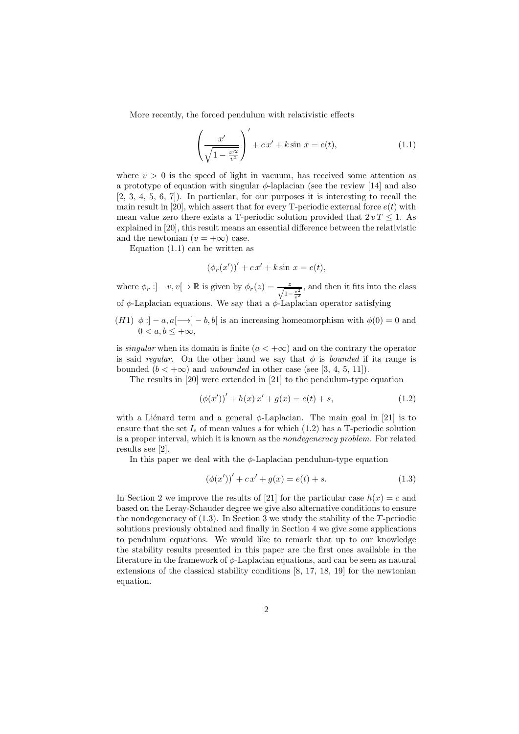More recently, the forced pendulum with relativistic effects

$$\left(\frac{x'}{\sqrt{1-\frac{x'^2}{v^2}}}\right)' + c\,x' + k\sin\,x = e(t), \tag{1.1}$$

where $v > 0$ is the speed of light in vacuum, has received some attention as a prototype of equation with singular $\phi$-laplacian (see the review [14] and also [2, 3, 4, 5, 6, 7]). In particular, for our purposes it is interesting to recall the main result in [20], which assert that for every T-periodic external force $e(t)$ with mean value zero there exists a T-periodic solution provided that $2\,v\,T \leq 1$. As explained in [20], this result means an essential difference between the relativistic and the newtonian ($v = +\infty$) case.

Equation (1.1) can be written as

$$(\phi_r(x'))' + c\,x' + k\sin\,x = e(t),$$

where $\phi_r : ]-v, v[\to \mathbb{R}$ is given by $\phi_r(z) = \frac{z}{\sqrt{1-\frac{z^2}{v^2}}}$, and then it fits into the class of $\phi$-Laplacian equations. We say that a $\phi$-Laplacian operator satisfying

$(H1)$ $\phi : ]-a, a[\longrightarrow]-b, b[$ is an increasing homeomorphism with $\phi(0) = 0$ and $0 < a, b \leq +\infty$,

is *singular* when its domain is finite ($a < +\infty$) and on the contrary the operator is said *regular*. On the other hand we say that $\phi$ is *bounded* if its range is bounded ($b < +\infty$) and *unbounded* in other case (see [3, 4, 5, 11]).

The results in [20] were extended in [21] to the pendulum-type equation

$$(\phi(x'))' + h(x)\,x' + g(x) = e(t) + s, \tag{1.2}$$

with a Liénard term and a general $\phi$-Laplacian. The main goal in [21] is to ensure that the set $I_e$ of mean values $s$ for which (1.2) has a T-periodic solution is a proper interval, which it is known as the *nondegeneracy problem*. For related results see [2].

In this paper we deal with the $\phi$-Laplacian pendulum-type equation

$$(\phi(x'))' + c\,x' + g(x) = e(t) + s. \tag{1.3}$$

In Section 2 we improve the results of [21] for the particular case $h(x) = c$ and based on the Leray-Schauder degree we give also alternative conditions to ensure the nondegeneracy of (1.3). In Section 3 we study the stability of the $T$-periodic solutions previously obtained and finally in Section 4 we give some applications to pendulum equations. We would like to remark that up to our knowledge the stability results presented in this paper are the first ones available in the literature in the framework of $\phi$-Laplacian equations, and can be seen as natural extensions of the classical stability conditions [8, 17, 18, 19] for the newtonian equation.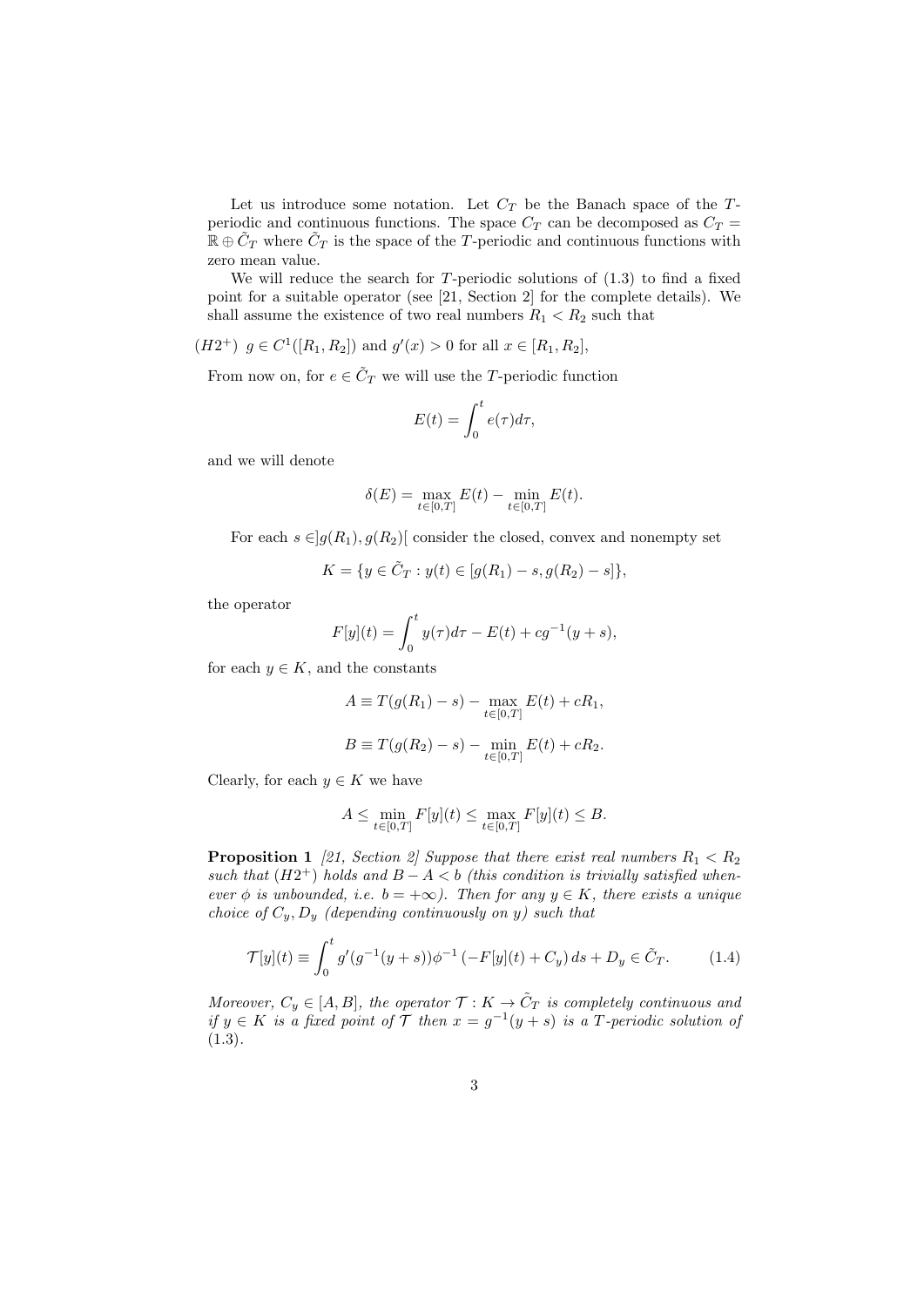Let us introduce some notation. Let $C_T$ be the Banach space of the $T$-periodic and continuous functions. The space $C_T$ can be decomposed as $C_T = \mathbb{R} \oplus \tilde{C}_T$ where $\tilde{C}_T$ is the space of the $T$-periodic and continuous functions with zero mean value.

We will reduce the search for $T$-periodic solutions of (1.3) to find a fixed point for a suitable operator (see [21, Section 2] for the complete details). We shall assume the existence of two real numbers $R_1 < R_2$ such that

$(H2^+)$ $g \in C^1([R_1, R_2])$ and $g'(x) > 0$ for all $x \in [R_1, R_2]$,

From now on, for $e \in \tilde{C}_T$ we will use the $T$-periodic function

$$E(t) = \int_0^t e(\tau)d\tau,$$

and we will denote

$$\delta(E) = \max_{t\in[0,T]} E(t) - \min_{t\in[0,T]} E(t).$$

For each $s \in ]g(R_1), g(R_2)[$ consider the closed, convex and nonempty set

$$K = \{y \in \tilde{C}_T : y(t) \in [g(R_1) - s, g(R_2) - s]\},$$

the operator

$$F[y](t) = \int_0^t y(\tau)d\tau - E(t) + cg^{-1}(y + s),$$

for each $y \in K$, and the constants

$$A \equiv T(g(R_1) - s) - \max_{t\in[0,T]} E(t) + cR_1,$$

$$B \equiv T(g(R_2) - s) - \min_{t\in[0,T]} E(t) + cR_2.$$

Clearly, for each $y \in K$ we have

$$A \leq \min_{t\in[0,T]} F[y](t) \leq \max_{t\in[0,T]} F[y](t) \leq B.$$

**Proposition 1** *[21, Section 2] Suppose that there exist real numbers $R_1 < R_2$ such that $(H2^+)$ holds and $B - A < b$ (this condition is trivially satisfied whenever $\phi$ is unbounded, i.e. $b = +\infty$). Then for any $y \in K$, there exists a unique choice of $C_y, D_y$ (depending continuously on $y$) such that*

$$\mathcal{T}[y](t) \equiv \int_0^t g'(g^{-1}(y + s))\phi^{-1}(-F[y](t) + C_y)\, ds + D_y \in \tilde{C}_T. \qquad (1.4)$$

*Moreover, $C_y \in [A, B]$, the operator $\mathcal{T} : K \to \tilde{C}_T$ is completely continuous and if $y \in K$ is a fixed point of $\mathcal{T}$ then $x = g^{-1}(y + s)$ is a $T$-periodic solution of (1.3).*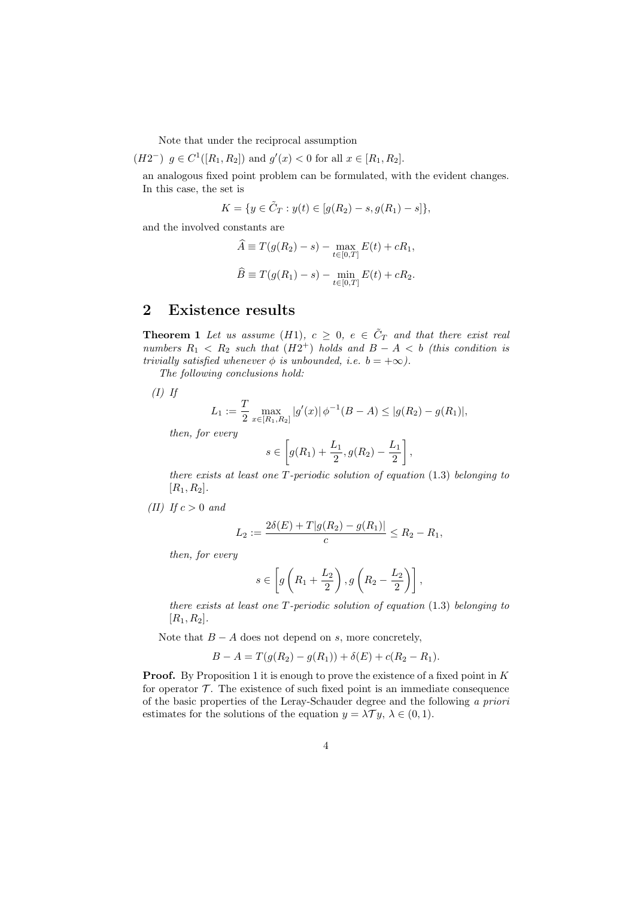Note that under the reciprocal assumption

$(H2^-)$ $g \in C^1([R_1, R_2])$ and $g'(x) < 0$ for all $x \in [R_1, R_2]$.

an analogous fixed point problem can be formulated, with the evident changes. In this case, the set is

$$K = \{y \in \tilde{C}_T : y(t) \in [g(R_2) - s, g(R_1) - s]\},$$

and the involved constants are

$$\widehat{A} \equiv T(g(R_2) - s) - \max_{t \in [0,T]} E(t) + cR_1,$$

$$\widehat{B} \equiv T(g(R_1) - s) - \min_{t \in [0,T]} E(t) + cR_2.$$

## 2 Existence results

**Theorem 1** *Let us assume $(H1)$, $c \geq 0$, $e \in \tilde{C}_T$ and that there exist real numbers $R_1 < R_2$ such that $(H2^+)$ holds and $B - A < b$ (this condition is trivially satisfied whenever $\phi$ is unbounded, i.e. $b = +\infty$).*

*The following conclusions hold:*

*(I) If*

$$L_1 := \frac{T}{2} \max_{x \in [R_1, R_2]} |g'(x)| \, \phi^{-1}(B - A) \leq |g(R_2) - g(R_1)|,$$

*then, for every*

$$s \in \left[ g(R_1) + \frac{L_1}{2}, g(R_2) - \frac{L_1}{2} \right],$$

*there exists at least one $T$-periodic solution of equation (1.3) belonging to $[R_1, R_2]$.*

*(II) If $c > 0$ and*

$$L_2 := \frac{2\delta(E) + T|g(R_2) - g(R_1)|}{c} \leq R_2 - R_1,$$

*then, for every*

$$s \in \left[ g\left(R_1 + \frac{L_2}{2}\right), g\left(R_2 - \frac{L_2}{2}\right) \right],$$

*there exists at least one $T$-periodic solution of equation (1.3) belonging to $[R_1, R_2]$.*

Note that $B - A$ does not depend on $s$, more concretely,

$$B - A = T(g(R_2) - g(R_1)) + \delta(E) + c(R_2 - R_1).$$

**Proof.** By Proposition 1 it is enough to prove the existence of a fixed point in $K$ for operator $\mathcal{T}$. The existence of such fixed point is an immediate consequence of the basic properties of the Leray-Schauder degree and the following *a priori* estimates for the solutions of the equation $y = \lambda \mathcal{T} y$, $\lambda \in (0, 1)$.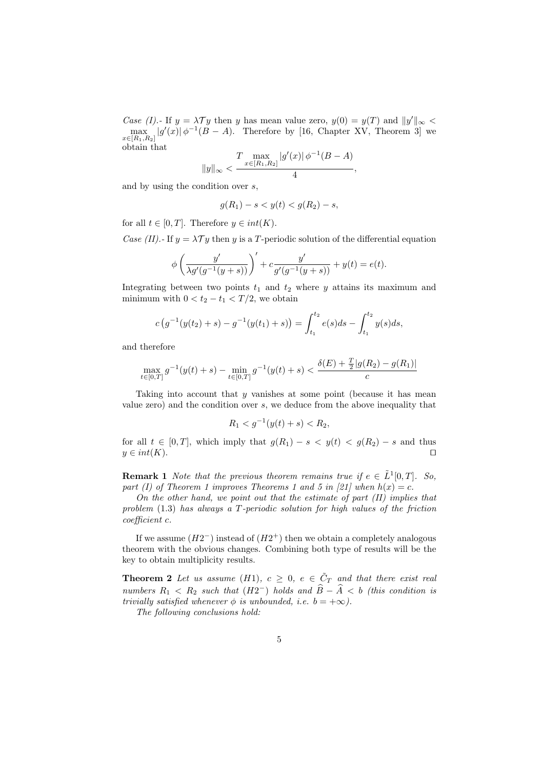*Case (I).*- If $y = \lambda \mathcal{T} y$ then $y$ has mean value zero, $y(0) = y(T)$ and $\|y'\|_\infty < \max_{x\in[R_1,R_2]} |g'(x)|\, \phi^{-1}(B - A)$. Therefore by [16, Chapter XV, Theorem 3] we obtain that

$$\|y\|_\infty < \frac{T \max_{x\in[R_1,R_2]} |g'(x)|\, \phi^{-1}(B - A)}{4},$$

and by using the condition over $s$,

$$g(R_1) - s < y(t) < g(R_2) - s,$$

for all $t \in [0, T]$. Therefore $y \in int(K)$.

*Case (II).*- If $y = \lambda \mathcal{T} y$ then $y$ is a $T$-periodic solution of the differential equation

$$\phi\left(\frac{y'}{\lambda g'(g^{-1}(y + s))}\right)' + c\frac{y'}{g'(g^{-1}(y + s))} + y(t) = e(t).$$

Integrating between two points $t_1$ and $t_2$ where $y$ attains its maximum and minimum with $0 < t_2 - t_1 < T/2$, we obtain

$$c\left(g^{-1}(y(t_2) + s) - g^{-1}(y(t_1) + s)\right) = \int_{t_1}^{t_2} e(s)ds - \int_{t_1}^{t_2} y(s)ds,$$

and therefore

$$\max_{t\in[0,T]} g^{-1}(y(t) + s) - \min_{t\in[0,T]} g^{-1}(y(t) + s) < \frac{\delta(E) + \frac{T}{2}|g(R_2) - g(R_1)|}{c}$$

Taking into account that $y$ vanishes at some point (because it has mean value zero) and the condition over $s$, we deduce from the above inequality that

$$R_1 < g^{-1}(y(t) + s) < R_2,$$

for all $t \in [0, T]$, which imply that $g(R_1) - s < y(t) < g(R_2) - s$ and thus $y \in int(K)$. $\square$

**Remark 1** *Note that the previous theorem remains true if $e \in \tilde{L}^1[0, T]$. So, part (I) of Theorem 1 improves Theorems 1 and 5 in [21] when $h(x) = c$.*

*On the other hand, we point out that the estimate of part (II) implies that problem (1.3) has always a $T$-periodic solution for high values of the friction coefficient $c$.*

If we assume $(H2^-)$ instead of $(H2^+)$ then we obtain a completely analogous theorem with the obvious changes. Combining both type of results will be the key to obtain multiplicity results.

**Theorem 2** *Let us assume $(H1)$, $c \geq 0$, $e \in \tilde{C}_T$ and that there exist real numbers $R_1 < R_2$ such that $(H2^-)$ holds and $\widehat{B} - \widehat{A} < b$ (this condition is trivially satisfied whenever $\phi$ is unbounded, i.e. $b = +\infty$).*

*The following conclusions hold:*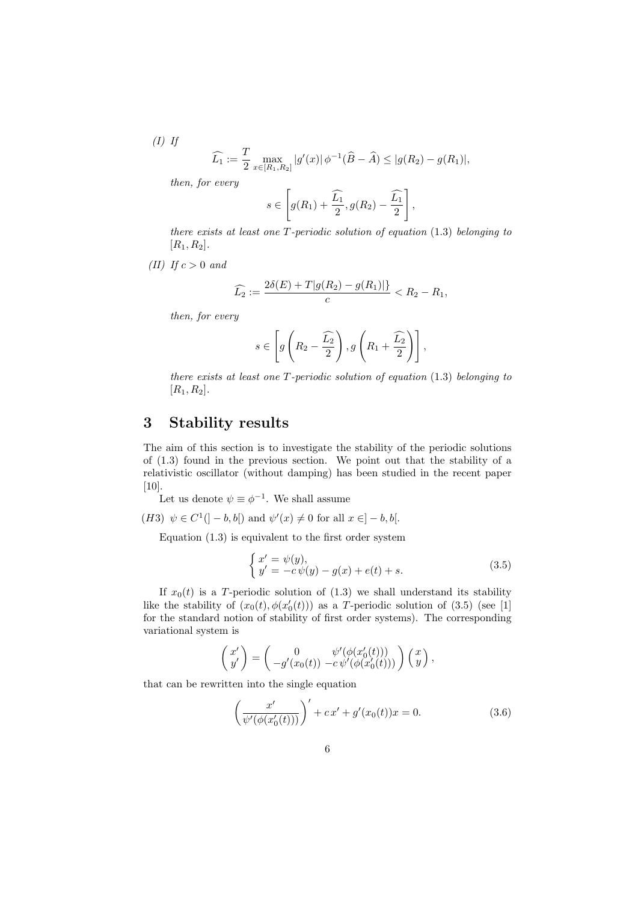*(I)* *If*

$$\widehat{L_1} := \frac{T}{2} \max_{x \in [R_1, R_2]} |g'(x)| \, \phi^{-1}(\widehat{B} - \widehat{A}) \leq |g(R_2) - g(R_1)|,$$

*then, for every*

$$s \in \left[ g(R_1) + \frac{\widehat{L_1}}{2}, g(R_2) - \frac{\widehat{L_1}}{2} \right],$$

*there exists at least one* $T$*-periodic solution of equation* (1.3) *belonging to* $[R_1, R_2]$*.*

*(II)* *If* $c > 0$ *and*

$$\widehat{L_2} := \frac{2\delta(E) + T|g(R_2) - g(R_1)|\}}{c} < R_2 - R_1,$$

*then, for every*

$$s \in \left[ g\left(R_2 - \frac{\widehat{L_2}}{2}\right), g\left(R_1 + \frac{\widehat{L_2}}{2}\right) \right],$$

*there exists at least one* $T$*-periodic solution of equation* (1.3) *belonging to* $[R_1, R_2]$*.*

# 3 Stability results

The aim of this section is to investigate the stability of the periodic solutions of (1.3) found in the previous section. We point out that the stability of a relativistic oscillator (without damping) has been studied in the recent paper [10].

Let us denote $\psi \equiv \phi^{-1}$. We shall assume

$(H3)$ $\psi \in C^1(]-b, b[)$ and $\psi'(x) \neq 0$ for all $x \in ]-b, b[$.

Equation (1.3) is equivalent to the first order system

$$\begin{cases} x' = \psi(y), \\ y' = -c\,\psi(y) - g(x) + e(t) + s. \end{cases} \tag{3.5}$$

If $x_0(t)$ is a $T$-periodic solution of (1.3) we shall understand its stability like the stability of $(x_0(t), \phi(x_0'(t)))$ as a $T$-periodic solution of (3.5) (see [1] for the standard notion of stability of first order systems). The corresponding variational system is

$$\begin{pmatrix} x' \\ y' \end{pmatrix} = \begin{pmatrix} 0 & \psi'(\phi(x_0'(t))) \\ -g'(x_0(t)) & -c\,\psi'(\phi(x_0'(t))) \end{pmatrix} \begin{pmatrix} x \\ y \end{pmatrix},$$

that can be rewritten into the single equation

$$\left( \frac{x'}{\psi'(\phi(x_0'(t)))} \right)' + c\,x' + g'(x_0(t))x = 0. \tag{3.6}$$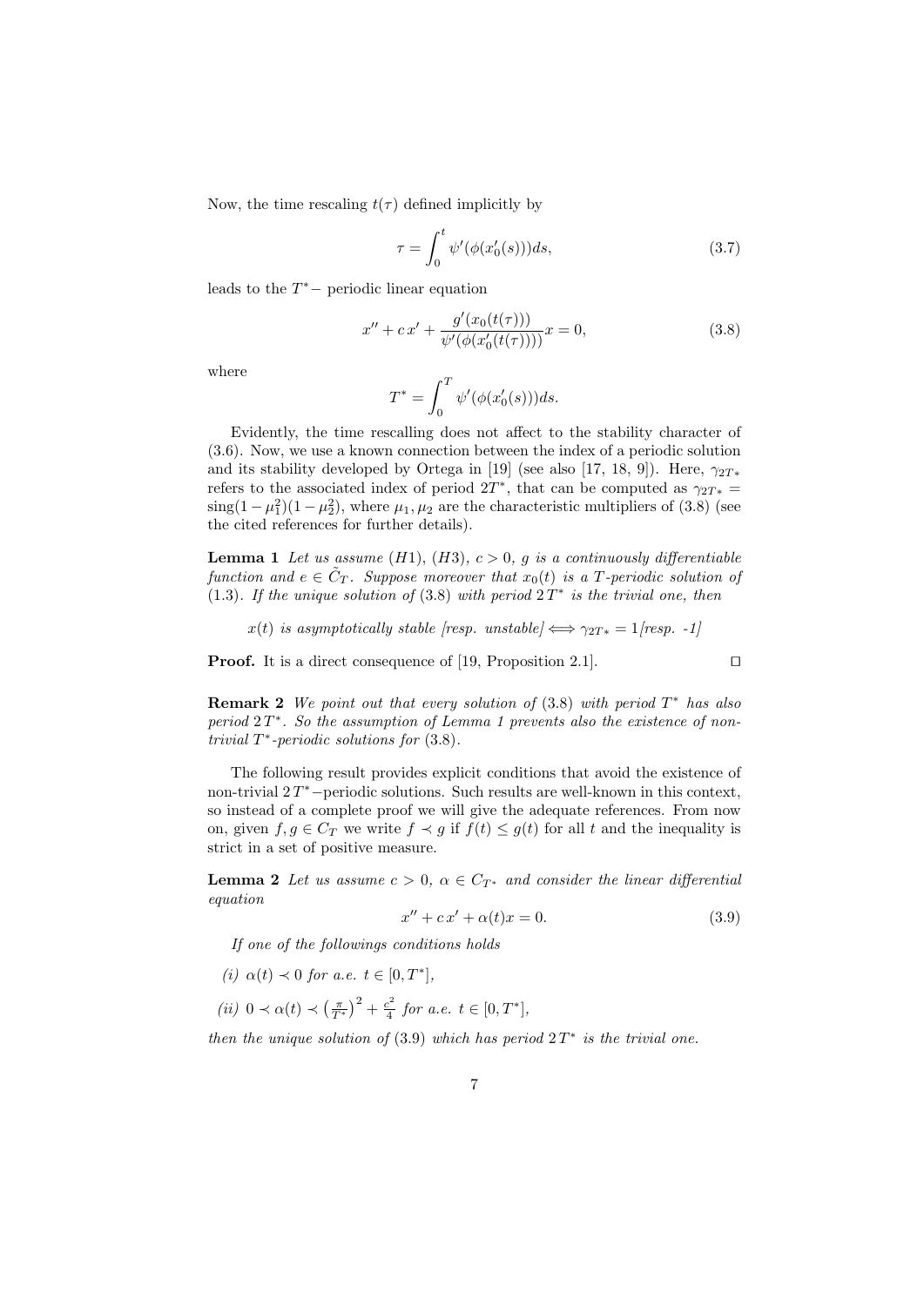Now, the time rescaling $t(\tau)$ defined implicitly by

$$
\tau = \int_0^t \psi'(\phi(x_0'(s)))ds, \tag{3.7}
$$

leads to the $T^*-$ periodic linear equation

$$
x'' + c\,x' + \frac{g'(x_0(t(\tau)))}{\psi'(\phi(x_0'(t(\tau))))}x = 0, \tag{3.8}
$$

where

$$
T^* = \int_0^T \psi'(\phi(x_0'(s)))ds.
$$

Evidently, the time rescalling does not affect to the stability character of (3.6). Now, we use a known connection between the index of a periodic solution and its stability developed by Ortega in [19] (see also [17, 18, 9]). Here, $\gamma_{2T^*}$ refers to the associated index of period $2T^*$, that can be computed as $\gamma_{2T^*} = \text{sing}(1-\mu_1^2)(1-\mu_2^2)$, where $\mu_1, \mu_2$ are the characteristic multipliers of (3.8) (see the cited references for further details).

**Lemma 1** *Let us assume* $(H1)$, $(H3)$, $c > 0$, *$g$ is a continuously differentiable function and* $e \in \tilde{C}_T$. *Suppose moreover that $x_0(t)$ is a $T$-periodic solution of* (1.3). *If the unique solution of* (3.8) *with period $2\,T^*$ is the trivial one, then*

$$
x(t) \text{ is asymptotically stable [resp. unstable]} \Longleftrightarrow \gamma_{2T^*} = 1 \text{ [resp. -1]}
$$

**Proof.** It is a direct consequence of [19, Proposition 2.1]. □

**Remark 2** *We point out that every solution of* (3.8) *with period $T^*$ has also period $2\,T^*$. So the assumption of Lemma 1 prevents also the existence of non-trivial $T^*$-periodic solutions for* (3.8).

The following result provides explicit conditions that avoid the existence of non-trivial $2\,T^*-$periodic solutions. Such results are well-known in this context, so instead of a complete proof we will give the adequate references. From now on, given $f, g \in C_T$ we write $f \prec g$ if $f(t) \leq g(t)$ for all $t$ and the inequality is strict in a set of positive measure.

**Lemma 2** *Let us assume* $c > 0$, $\alpha \in C_{T^*}$ *and consider the linear differential equation*

$$
x'' + c\,x' + \alpha(t)x = 0. \tag{3.9}
$$

*If one of the followings conditions holds*

*(i)* $\alpha(t) \prec 0$ *for a.e.* $t \in [0, T^*]$,

*(ii)* $0 \prec \alpha(t) \prec \left(\frac{\pi}{T^*}\right)^2 + \frac{c^2}{4}$ *for a.e.* $t \in [0, T^*]$,

*then the unique solution of* (3.9) *which has period $2\,T^*$ is the trivial one.*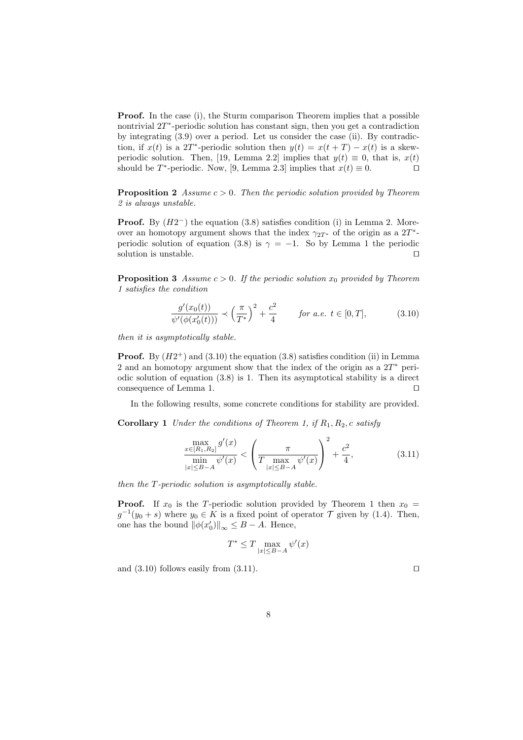**Proof.** In the case (i), the Sturm comparison Theorem implies that a possible nontrivial $2T^*$-periodic solution has constant sign, then you get a contradiction by integrating (3.9) over a period. Let us consider the case (ii). By contradiction, if $x(t)$ is a $2T^*$-periodic solution then $y(t) = x(t+T) - x(t)$ is a skew-periodic solution. Then, [19, Lemma 2.2] implies that $y(t) \equiv 0$, that is, $x(t)$ should be $T^*$-periodic. Now, [9, Lemma 2.3] implies that $x(t) \equiv 0$. $\square$

**Proposition 2** *Assume $c > 0$. Then the periodic solution provided by Theorem 2 is always unstable.*

**Proof.** By $(H2^-)$ the equation (3.8) satisfies condition (i) in Lemma 2. Moreover an homotopy argument shows that the index $\gamma_{2T^*}$ of the origin as a $2T^*$-periodic solution of equation (3.8) is $\gamma = -1$. So by Lemma 1 the periodic solution is unstable. $\square$

**Proposition 3** *Assume $c > 0$. If the periodic solution $x_0$ provided by Theorem 1 satisfies the condition*

$$\frac{g'(x_0(t))}{\psi'(\phi(x_0'(t)))} \prec \left(\frac{\pi}{T^*}\right)^2 + \frac{c^2}{4} \qquad \textit{for a.e. } t \in [0,T], \tag{3.10}$$

*then it is asymptotically stable.*

**Proof.** By $(H2^+)$ and (3.10) the equation (3.8) satisfies condition (ii) in Lemma 2 and an homotopy argument show that the index of the origin as a $2T^*$ periodic solution of equation (3.8) is 1. Then its asymptotical stability is a direct consequence of Lemma 1. $\square$

In the following results, some concrete conditions for stability are provided.

**Corollary 1** *Under the conditions of Theorem 1, if $R_1, R_2, c$ satisfy*

$$\frac{\max\limits_{x\in[R_1,R_2]} g'(x)}{\min\limits_{|x|\le B-A} \psi'(x)} < \left(\frac{\pi}{T \max\limits_{|x|\le B-A} \psi'(x)}\right)^2 + \frac{c^2}{4}, \tag{3.11}$$

*then the $T$-periodic solution is asymptotically stable.*

**Proof.** If $x_0$ is the $T$-periodic solution provided by Theorem 1 then $x_0 = g^{-1}(y_0 + s)$ where $y_0 \in K$ is a fixed point of operator $\mathcal{T}$ given by (1.4). Then, one has the bound $\|\phi(x_0')\|_\infty \le B - A$. Hence,

$$T^* \le T \max_{|x|\le B-A} \psi'(x)$$

and (3.10) follows easily from (3.11). $\square$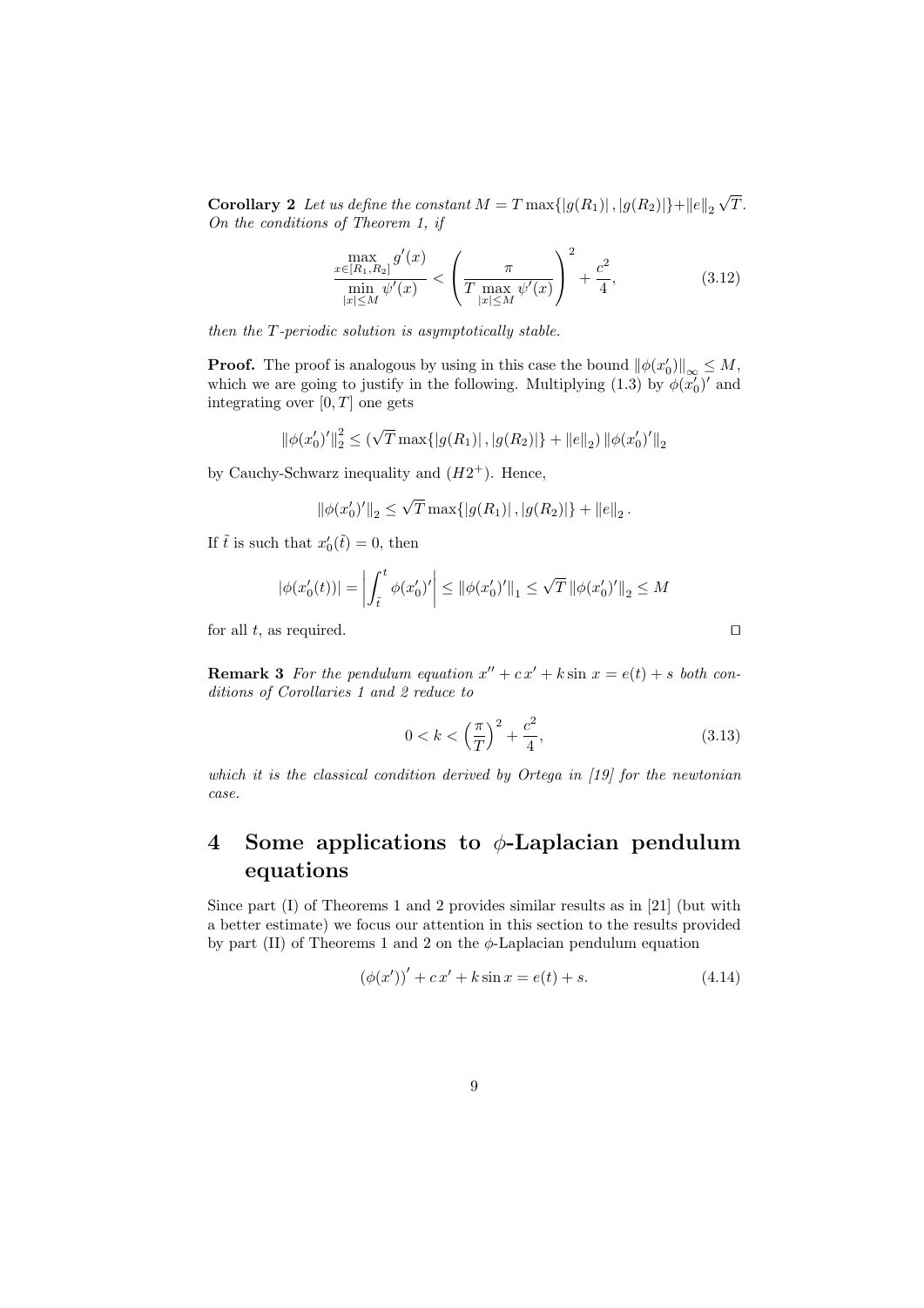**Corollary 2** *Let us define the constant $M = T\max\{|g(R_1)|, |g(R_2)|\} + \|e\|_2 \sqrt{T}$. On the conditions of Theorem 1, if*

$$\frac{\max\limits_{x\in[R_1,R_2]} g'(x)}{\min\limits_{|x|\le M} \psi'(x)} < \left(\frac{\pi}{T\max\limits_{|x|\le M}\psi'(x)}\right)^2 + \frac{c^2}{4}, \tag{3.12}$$

*then the $T$-periodic solution is asymptotically stable.*

**Proof.** The proof is analogous by using in this case the bound $\|\phi(x_0')\|_\infty \le M$, which we are going to justify in the following. Multiplying (1.3) by $\phi(x_0')'$ and integrating over $[0,T]$ one gets

$$\|\phi(x_0')'\|_2^2 \le (\sqrt{T}\max\{|g(R_1)|, |g(R_2)|\} + \|e\|_2)\,\|\phi(x_0')'\|_2$$

by Cauchy-Schwarz inequality and $(H2^+)$. Hence,

$$\|\phi(x_0')'\|_2 \le \sqrt{T}\max\{|g(R_1)|, |g(R_2)|\} + \|e\|_2 .$$

If $\tilde{t}$ is such that $x_0'(\tilde{t}) = 0$, then

$$|\phi(x_0'(t))| = \left|\int_{\tilde{t}}^{t} \phi(x_0')'\right| \le \|\phi(x_0')'\|_1 \le \sqrt{T}\,\|\phi(x_0')'\|_2 \le M$$

for all $t$, as required. $\square$

**Remark 3** *For the pendulum equation $x'' + c\,x' + k\sin x = e(t) + s$ both conditions of Corollaries 1 and 2 reduce to*

$$0 < k < \left(\frac{\pi}{T}\right)^2 + \frac{c^2}{4}, \tag{3.13}$$

*which it is the classical condition derived by Ortega in [19] for the newtonian case.*

# 4 Some applications to $\phi$-Laplacian pendulum equations

Since part (I) of Theorems 1 and 2 provides similar results as in [21] (but with a better estimate) we focus our attention in this section to the results provided by part (II) of Theorems 1 and 2 on the $\phi$-Laplacian pendulum equation

$$(\phi(x'))' + c\,x' + k\sin x = e(t) + s. \tag{4.14}$$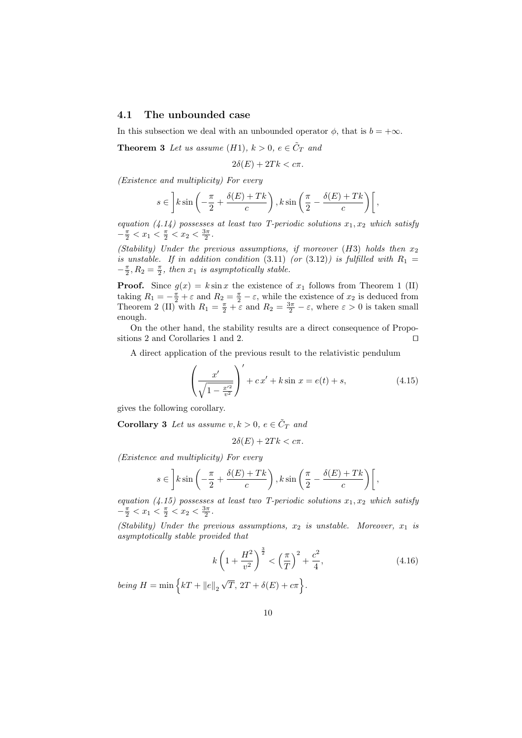### 4.1 The unbounded case

In this subsection we deal with an unbounded operator $\phi$, that is $b = +\infty$.

**Theorem 3** *Let us assume $(H1)$, $k > 0$, $e \in \tilde{C}_T$ and*

$$2\delta(E) + 2Tk < c\pi.$$

*(Existence and multiplicity) For every*

$$s \in \left] k \sin\left(-\frac{\pi}{2} + \frac{\delta(E) + Tk}{c}\right), k \sin\left(\frac{\pi}{2} - \frac{\delta(E) + Tk}{c}\right)\right[,$$

*equation (4.14) possesses at least two T-periodic solutions $x_1, x_2$ which satisfy $-\frac{\pi}{2} < x_1 < \frac{\pi}{2} < x_2 < \frac{3\pi}{2}$.*

*(Stability) Under the previous assumptions, if moreover $(H3)$ holds then $x_2$ is unstable. If in addition condition (3.11) (or (3.12)) is fulfilled with $R_1 = -\frac{\pi}{2}, R_2 = \frac{\pi}{2}$, then $x_1$ is asymptotically stable.*

**Proof.** Since $g(x) = k \sin x$ the existence of $x_1$ follows from Theorem 1 (II) taking $R_1 = -\frac{\pi}{2} + \varepsilon$ and $R_2 = \frac{\pi}{2} - \varepsilon$, while the existence of $x_2$ is deduced from Theorem 2 (II) with $R_1 = \frac{\pi}{2} + \varepsilon$ and $R_2 = \frac{3\pi}{2} - \varepsilon$, where $\varepsilon > 0$ is taken small enough.

On the other hand, the stability results are a direct consequence of Propositions 2 and Corollaries 1 and 2. $\square$

A direct application of the previous result to the relativistic pendulum

$$\left(\frac{x'}{\sqrt{1 - \frac{x'^2}{v^2}}}\right)' + c\, x' + k \sin x = e(t) + s, \tag{4.15}$$

gives the following corollary.

**Corollary 3** *Let us assume $v, k > 0$, $e \in \tilde{C}_T$ and*

$$2\delta(E) + 2Tk < c\pi.$$

*(Existence and multiplicity) For every*

$$s \in \left] k \sin\left(-\frac{\pi}{2} + \frac{\delta(E) + Tk}{c}\right), k \sin\left(\frac{\pi}{2} - \frac{\delta(E) + Tk}{c}\right)\right[,$$

*equation (4.15) possesses at least two T-periodic solutions $x_1, x_2$ which satisfy $-\frac{\pi}{2} < x_1 < \frac{\pi}{2} < x_2 < \frac{3\pi}{2}$.*

*(Stability) Under the previous assumptions, $x_2$ is unstable. Moreover, $x_1$ is asymptotically stable provided that*

$$k\left(1 + \frac{H^2}{v^2}\right)^{\frac{3}{2}} < \left(\frac{\pi}{T}\right)^2 + \frac{c^2}{4}, \tag{4.16}$$

*being $H = \min\left\{kT + \|e\|_2 \sqrt{T},\, 2T + \delta(E) + c\pi\right\}$.*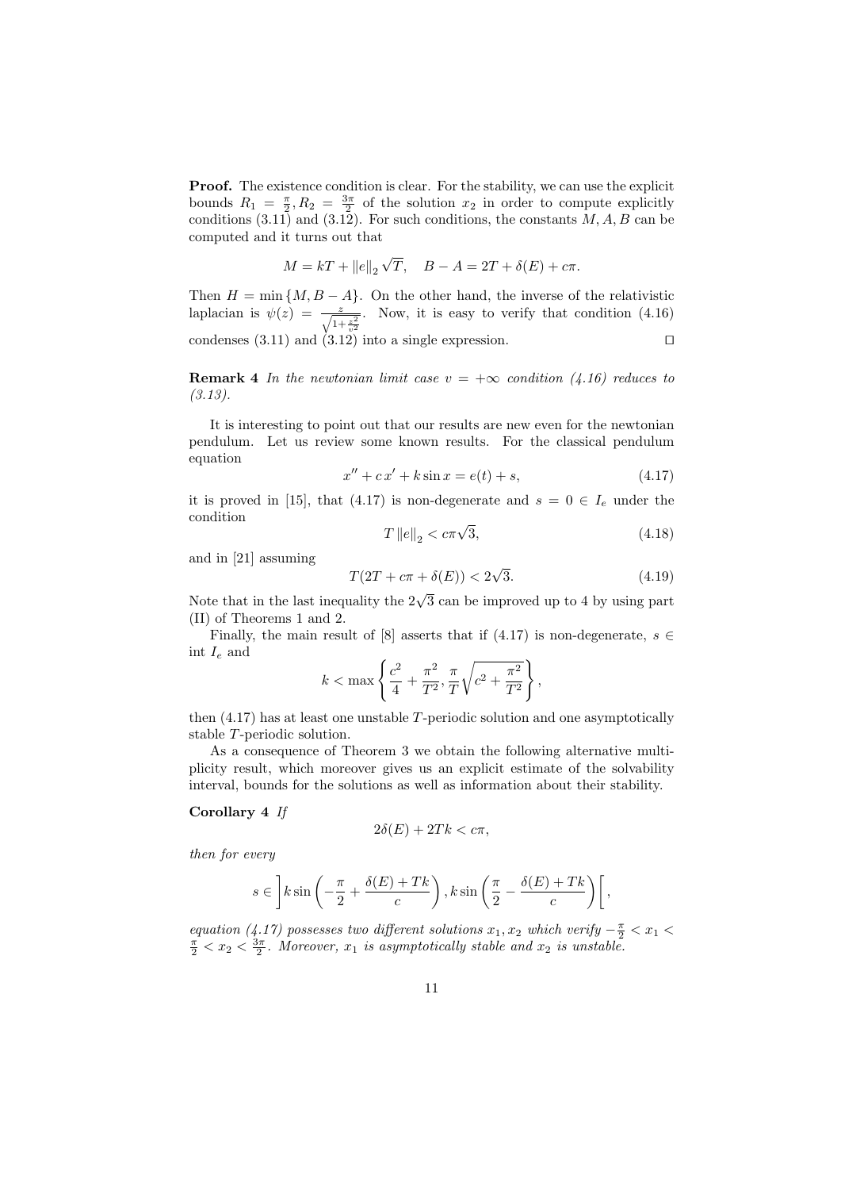**Proof.** The existence condition is clear. For the stability, we can use the explicit bounds $R_1 = \frac{\pi}{2}, R_2 = \frac{3\pi}{2}$ of the solution $x_2$ in order to compute explicitly conditions (3.11) and (3.12). For such conditions, the constants $M, A, B$ can be computed and it turns out that

$$M = kT + \|e\|_2 \sqrt{T}, \quad B - A = 2T + \delta(E) + c\pi.$$

Then $H = \min\{M, B - A\}$. On the other hand, the inverse of the relativistic laplacian is $\psi(z) = \frac{z}{\sqrt{1+\frac{z^2}{v^2}}}$. Now, it is easy to verify that condition (4.16) condenses (3.11) and (3.12) into a single expression. $\square$

**Remark 4** *In the newtonian limit case $v = +\infty$ condition (4.16) reduces to (3.13).*

It is interesting to point out that our results are new even for the newtonian pendulum. Let us review some known results. For the classical pendulum equation

$$x'' + c\,x' + k \sin x = e(t) + s, \tag{4.17}$$

it is proved in [15], that (4.17) is non-degenerate and $s = 0 \in I_e$ under the condition

$$T\,\|e\|_2 < c\pi\sqrt{3}, \tag{4.18}$$

and in [21] assuming

$$T(2T + c\pi + \delta(E)) < 2\sqrt{3}. \tag{4.19}$$

Note that in the last inequality the $2\sqrt{3}$ can be improved up to 4 by using part (II) of Theorems 1 and 2.

Finally, the main result of [8] asserts that if (4.17) is non-degenerate, $s \in \text{int}\, I_e$ and

$$k < \max\left\{\frac{c^2}{4} + \frac{\pi^2}{T^2}, \frac{\pi}{T}\sqrt{c^2 + \frac{\pi^2}{T^2}}\right\},$$

then (4.17) has at least one unstable $T$-periodic solution and one asymptotically stable $T$-periodic solution.

As a consequence of Theorem 3 we obtain the following alternative multiplicity result, which moreover gives us an explicit estimate of the solvability interval, bounds for the solutions as well as information about their stability.

**Corollary 4** *If*

$$2\delta(E) + 2Tk < c\pi,$$

*then for every*

$$s \in \left]k \sin\left(-\frac{\pi}{2} + \frac{\delta(E) + Tk}{c}\right), k \sin\left(\frac{\pi}{2} - \frac{\delta(E) + Tk}{c}\right)\right[,$$

*equation (4.17) possesses two different solutions $x_1, x_2$ which verify $-\frac{\pi}{2} < x_1 < \frac{\pi}{2} < x_2 < \frac{3\pi}{2}$. Moreover, $x_1$ is asymptotically stable and $x_2$ is unstable.*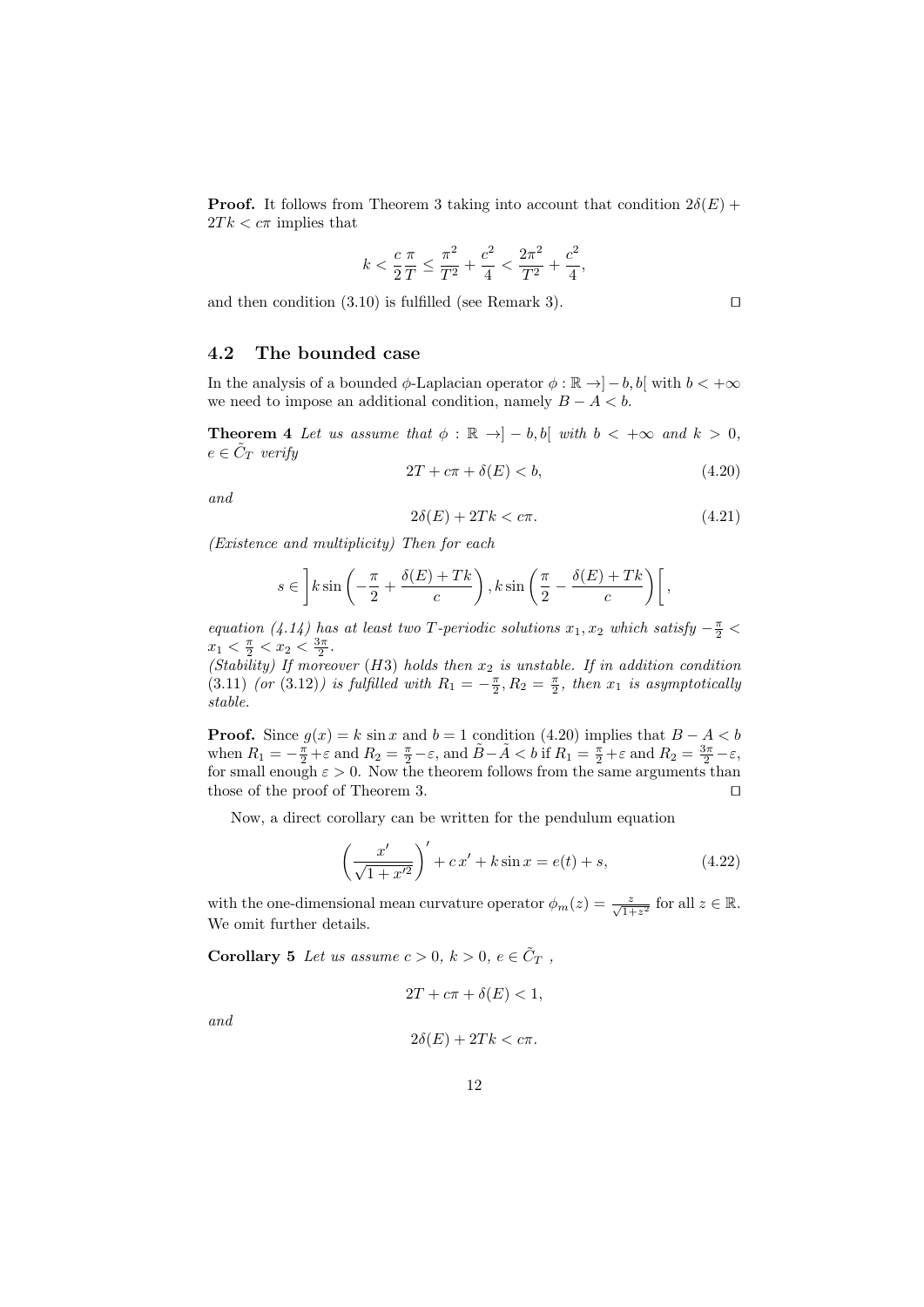**Proof.** It follows from Theorem 3 taking into account that condition $2\delta(E) + 2Tk < c\pi$ implies that

$$k < \frac{c}{2}\frac{\pi}{T} \leq \frac{\pi^2}{T^2} + \frac{c^2}{4} < \frac{2\pi^2}{T^2} + \frac{c^2}{4},$$

and then condition (3.10) is fulfilled (see Remark 3). $\square$

## 4.2 The bounded case

In the analysis of a bounded $\phi$-Laplacian operator $\phi : \mathbb{R} \to ]-b, b[$ with $b < +\infty$ we need to impose an additional condition, namely $B - A < b$.

**Theorem 4** *Let us assume that $\phi : \mathbb{R} \to ]-b, b[$ with $b < +\infty$ and $k > 0$, $e \in \tilde{C}_T$ verify*

$$2T + c\pi + \delta(E) < b, \tag{4.20}$$

*and*

$$2\delta(E) + 2Tk < c\pi. \tag{4.21}$$

*(Existence and multiplicity) Then for each*

$$s \in \left] k\sin\left(-\frac{\pi}{2} + \frac{\delta(E) + Tk}{c}\right), k\sin\left(\frac{\pi}{2} - \frac{\delta(E) + Tk}{c}\right)\right[,$$

*equation (4.14) has at least two $T$-periodic solutions $x_1, x_2$ which satisfy $-\frac{\pi}{2} < x_1 < \frac{\pi}{2} < x_2 < \frac{3\pi}{2}$.*
*(Stability) If moreover $(H3)$ holds then $x_2$ is unstable. If in addition condition (3.11) (or (3.12)) is fulfilled with $R_1 = -\frac{\pi}{2}, R_2 = \frac{\pi}{2}$, then $x_1$ is asymptotically stable.*

**Proof.** Since $g(x) = k\sin x$ and $b = 1$ condition (4.20) implies that $B - A < b$ when $R_1 = -\frac{\pi}{2} + \varepsilon$ and $R_2 = \frac{\pi}{2} - \varepsilon$, and $\tilde{B} - \tilde{A} < b$ if $R_1 = \frac{\pi}{2} + \varepsilon$ and $R_2 = \frac{3\pi}{2} - \varepsilon$, for small enough $\varepsilon > 0$. Now the theorem follows from the same arguments than those of the proof of Theorem 3. $\square$

Now, a direct corollary can be written for the pendulum equation

$$\left(\frac{x'}{\sqrt{1 + x'^2}}\right)' + c\,x' + k\sin x = e(t) + s, \tag{4.22}$$

with the one-dimensional mean curvature operator $\phi_m(z) = \frac{z}{\sqrt{1+z^2}}$ for all $z \in \mathbb{R}$. We omit further details.

**Corollary 5** *Let us assume $c > 0$, $k > 0$, $e \in \tilde{C}_T$ ,*

$$2T + c\pi + \delta(E) < 1,$$

*and*

$$2\delta(E) + 2Tk < c\pi.$$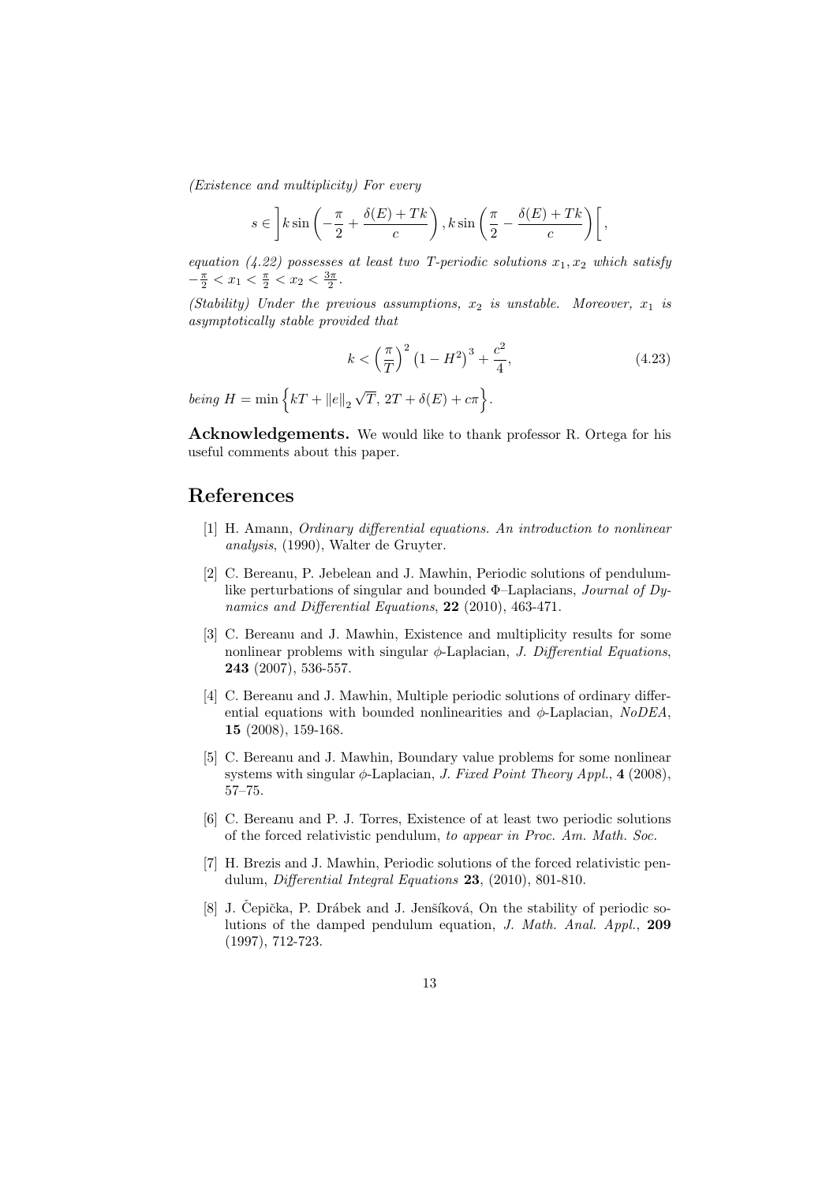*(Existence and multiplicity)* *For every*

$$s \in \left] k \sin\left(-\frac{\pi}{2} + \frac{\delta(E) + Tk}{c}\right), k \sin\left(\frac{\pi}{2} - \frac{\delta(E) + Tk}{c}\right) \right[,$$

*equation (4.22) possesses at least two $T$-periodic solutions $x_1, x_2$ which satisfy $-\frac{\pi}{2} < x_1 < \frac{\pi}{2} < x_2 < \frac{3\pi}{2}$.*

*(Stability)* *Under the previous assumptions, $x_2$ is unstable. Moreover, $x_1$ is asymptotically stable provided that*

$$k < \left(\frac{\pi}{T}\right)^2 \left(1 - H^2\right)^3 + \frac{c^2}{4}, \tag{4.23}$$

*being* $H = \min\left\{kT + \|e\|_2 \sqrt{T},\ 2T + \delta(E) + c\pi\right\}$.

**Acknowledgements.** We would like to thank professor R. Ortega for his useful comments about this paper.

# References

[1] H. Amann, *Ordinary differential equations. An introduction to nonlinear analysis*, (1990), Walter de Gruyter.

[2] C. Bereanu, P. Jebelean and J. Mawhin, Periodic solutions of pendulum-like perturbations of singular and bounded Φ–Laplacians, *Journal of Dynamics and Differential Equations*, **22** (2010), 463-471.

[3] C. Bereanu and J. Mawhin, Existence and multiplicity results for some nonlinear problems with singular $\phi$-Laplacian, *J. Differential Equations*, **243** (2007), 536-557.

[4] C. Bereanu and J. Mawhin, Multiple periodic solutions of ordinary differential equations with bounded nonlinearities and $\phi$-Laplacian, *NoDEA*, **15** (2008), 159-168.

[5] C. Bereanu and J. Mawhin, Boundary value problems for some nonlinear systems with singular $\phi$-Laplacian, *J. Fixed Point Theory Appl.*, **4** (2008), 57–75.

[6] C. Bereanu and P. J. Torres, Existence of at least two periodic solutions of the forced relativistic pendulum, *to appear in Proc. Am. Math. Soc.*

[7] H. Brezis and J. Mawhin, Periodic solutions of the forced relativistic pendulum, *Differential Integral Equations* **23**, (2010), 801-810.

[8] J. Čepička, P. Drábek and J. Jenšíková, On the stability of periodic solutions of the damped pendulum equation, *J. Math. Anal. Appl.*, **209** (1997), 712-723.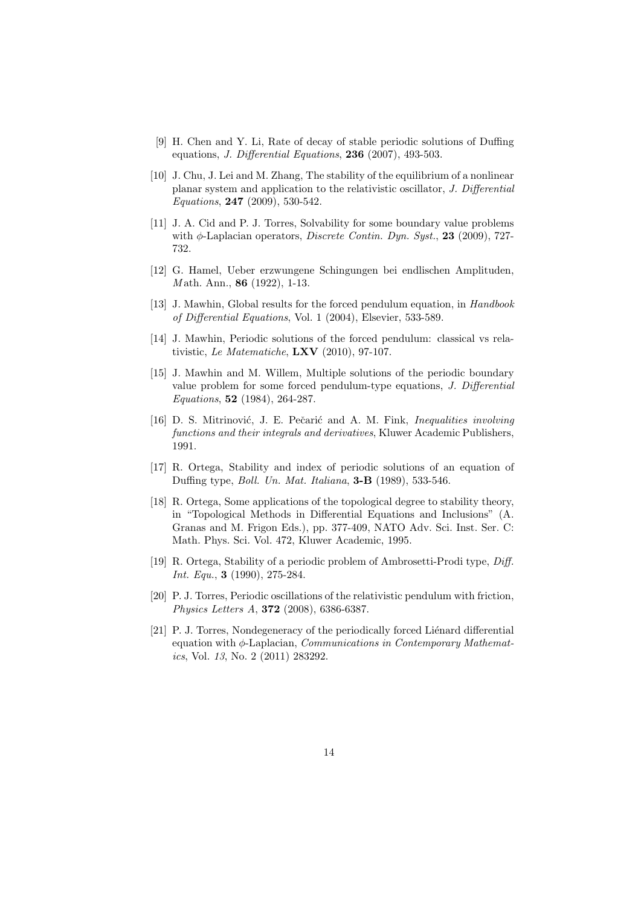[9] H. Chen and Y. Li, Rate of decay of stable periodic solutions of Duffing equations, *J. Differential Equations*, **236** (2007), 493-503.

[10] J. Chu, J. Lei and M. Zhang, The stability of the equilibrium of a nonlinear planar system and application to the relativistic oscillator, *J. Differential Equations*, **247** (2009), 530-542.

[11] J. A. Cid and P. J. Torres, Solvability for some boundary value problems with $\phi$-Laplacian operators, *Discrete Contin. Dyn. Syst.*, **23** (2009), 727-732.

[12] G. Hamel, Ueber erzwungene Schingungen bei endlischen Amplituden, *Math. Ann.*, **86** (1922), 1-13.

[13] J. Mawhin, Global results for the forced pendulum equation, in *Handbook of Differential Equations*, Vol. 1 (2004), Elsevier, 533-589.

[14] J. Mawhin, Periodic solutions of the forced pendulum: classical vs relativistic, *Le Matematiche*, **LXV** (2010), 97-107.

[15] J. Mawhin and M. Willem, Multiple solutions of the periodic boundary value problem for some forced pendulum-type equations, *J. Differential Equations*, **52** (1984), 264-287.

[16] D. S. Mitrinović, J. E. Pečarić and A. M. Fink, *Inequalities involving functions and their integrals and derivatives*, Kluwer Academic Publishers, 1991.

[17] R. Ortega, Stability and index of periodic solutions of an equation of Duffing type, *Boll. Un. Mat. Italiana*, **3-B** (1989), 533-546.

[18] R. Ortega, Some applications of the topological degree to stability theory, in "Topological Methods in Differential Equations and Inclusions" (A. Granas and M. Frigon Eds.), pp. 377-409, NATO Adv. Sci. Inst. Ser. C: Math. Phys. Sci. Vol. 472, Kluwer Academic, 1995.

[19] R. Ortega, Stability of a periodic problem of Ambrosetti-Prodi type, *Diff. Int. Equ.*, **3** (1990), 275-284.

[20] P. J. Torres, Periodic oscillations of the relativistic pendulum with friction, *Physics Letters A*, **372** (2008), 6386-6387.

[21] P. J. Torres, Nondegeneracy of the periodically forced Liénard differential equation with $\phi$-Laplacian, *Communications in Contemporary Mathematics*, Vol. *13*, No. 2 (2011) 283292.